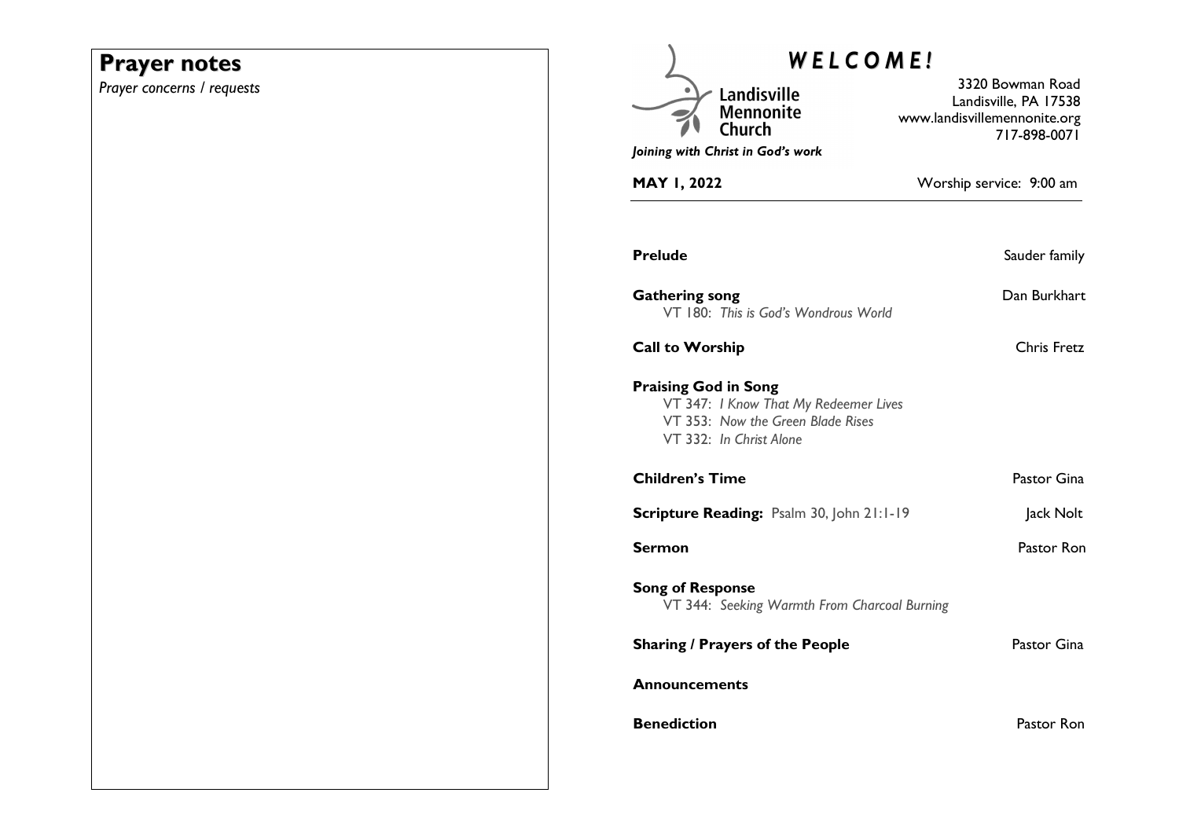## Prayer notes

*Prayer concerns / requests*

# *WELCOME!*

Landisville Mennonite Church

*Joining with Christ in God's work*

3320 Bowman Road
Landisville, PA 17538
www.landisvillemennonite.org
717-898-0071

**MAY 1, 2022** Worship service: 9:00 am

**Prelude** Sauder family

**Gathering song** Dan Burkhart
VT 180: *This is God's Wondrous World*

**Call to Worship** Chris Fretz

**Praising God in Song**
VT 347: *I Know That My Redeemer Lives*
VT 353: *Now the Green Blade Rises*
VT 332: *In Christ Alone*

**Children's Time** Pastor Gina

**Scripture Reading:** Psalm 30, John 21:1-19 Jack Nolt

**Sermon** Pastor Ron

**Song of Response**
VT 344: *Seeking Warmth From Charcoal Burning*

**Sharing / Prayers of the People** Pastor Gina

**Announcements**

**Benediction** Pastor Ron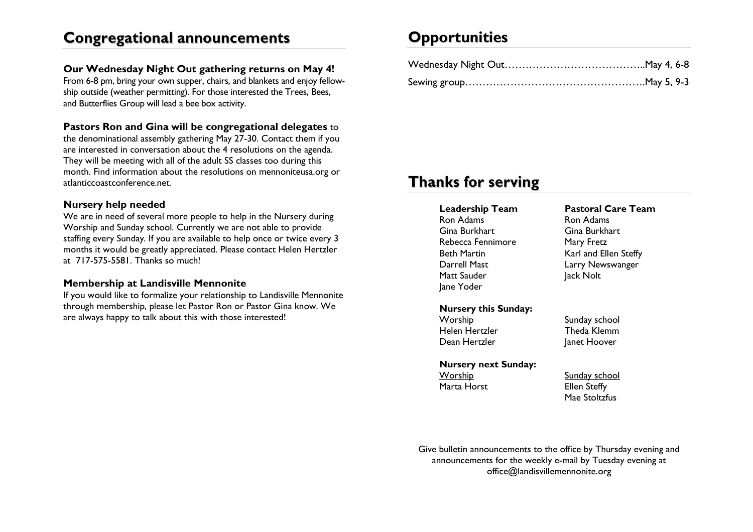## Congregational announcements

**Our Wednesday Night Out gathering returns on May 4!**
From 6-8 pm, bring your own supper, chairs, and blankets and enjoy fellowship outside (weather permitting). For those interested the Trees, Bees, and Butterflies Group will lead a bee box activity.

**Pastors Ron and Gina will be congregational delegates** to the denominational assembly gathering May 27-30. Contact them if you are interested in conversation about the 4 resolutions on the agenda. They will be meeting with all of the adult SS classes too during this month. Find information about the resolutions on mennoniteusa.org or atlanticcoastconference.net.

**Nursery help needed**
We are in need of several more people to help in the Nursery during Worship and Sunday school. Currently we are not able to provide staffing every Sunday. If you are available to help once or twice every 3 months it would be greatly appreciated. Please contact Helen Hertzler at 717-575-5581. Thanks so much!

**Membership at Landisville Mennonite**
If you would like to formalize your relationship to Landisville Mennonite through membership, please let Pastor Ron or Pastor Gina know. We are always happy to talk about this with those interested!

## Opportunities

Wednesday Night Out……………………………………..May 4, 6-8
Sewing group……………………………………………….May 5, 9-3

## Thanks for serving

**Leadership Team**
Ron Adams
Gina Burkhart
Rebecca Fennimore
Beth Martin
Darrell Mast
Matt Sauder
Jane Yoder

**Pastoral Care Team**
Ron Adams
Gina Burkhart
Mary Fretz
Karl and Ellen Steffy
Larry Newswanger
Jack Nolt

**Nursery this Sunday:**

| Worship | Sunday school |
|---|---|
| Helen Hertzler | Theda Klemm |
| Dean Hertzler | Janet Hoover |

**Nursery next Sunday:**

| Worship | Sunday school |
|---|---|
| Marta Horst | Ellen Steffy |
| | Mae Stoltzfus |

Give bulletin announcements to the office by Thursday evening and announcements for the weekly e-mail by Tuesday evening at office@landisvillemennonite.org